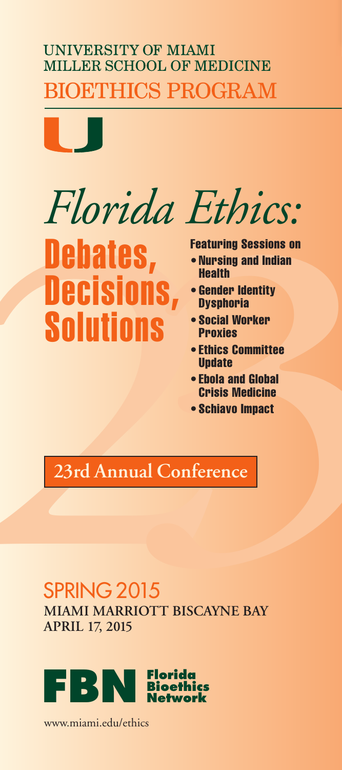UNIVERSITY OF MIAMI
MILLER SCHOOL OF MEDICINE

# BIOETHICS PROGRAM

# *Florida Ethics:*

# Debates, Decisions, Solutions

**Featuring Sessions on**

- **Nursing and Indian Health**
- **Gender Identity Dysphoria**
- **Social Worker Proxies**
- **Ethics Committee Update**
- **Ebola and Global Crisis Medicine**
- **Schiavo Impact**

**23rd Annual Conference**

## SPRING 2015

**MIAMI MARRIOTT BISCAYNE BAY**
**APRIL 17, 2015**

**FBN Florida Bioethics Network**

www.miami.edu/ethics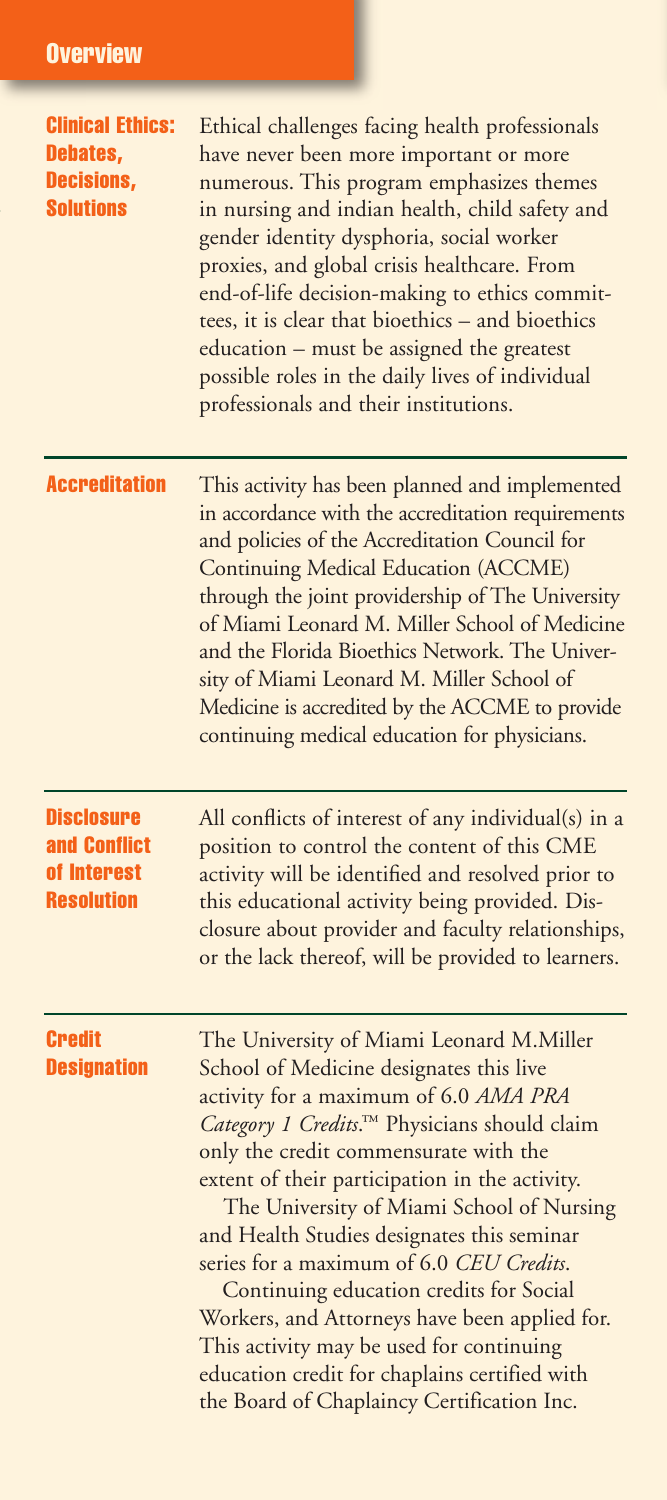## Overview

### Clinical Ethics: Debates, Decisions, Solutions

Ethical challenges facing health professionals have never been more important or more numerous. This program emphasizes themes in nursing and indian health, child safety and gender identity dysphoria, social worker proxies, and global crisis healthcare. From end-of-life decision-making to ethics committees, it is clear that bioethics – and bioethics education – must be assigned the greatest possible roles in the daily lives of individual professionals and their institutions.

### Accreditation

This activity has been planned and implemented in accordance with the accreditation requirements and policies of the Accreditation Council for Continuing Medical Education (ACCME) through the joint providership of The University of Miami Leonard M. Miller School of Medicine and the Florida Bioethics Network. The University of Miami Leonard M. Miller School of Medicine is accredited by the ACCME to provide continuing medical education for physicians.

### Disclosure and Conflict of Interest Resolution

All conflicts of interest of any individual(s) in a position to control the content of this CME activity will be identified and resolved prior to this educational activity being provided. Disclosure about provider and faculty relationships, or the lack thereof, will be provided to learners.

### Credit Designation

The University of Miami Leonard M.Miller School of Medicine designates this live activity for a maximum of 6.0 *AMA PRA Category 1 Credits*.™ Physicians should claim only the credit commensurate with the extent of their participation in the activity.

The University of Miami School of Nursing and Health Studies designates this seminar series for a maximum of 6.0 *CEU Credits*.

Continuing education credits for Social Workers, and Attorneys have been applied for. This activity may be used for continuing education credit for chaplains certified with the Board of Chaplaincy Certification Inc.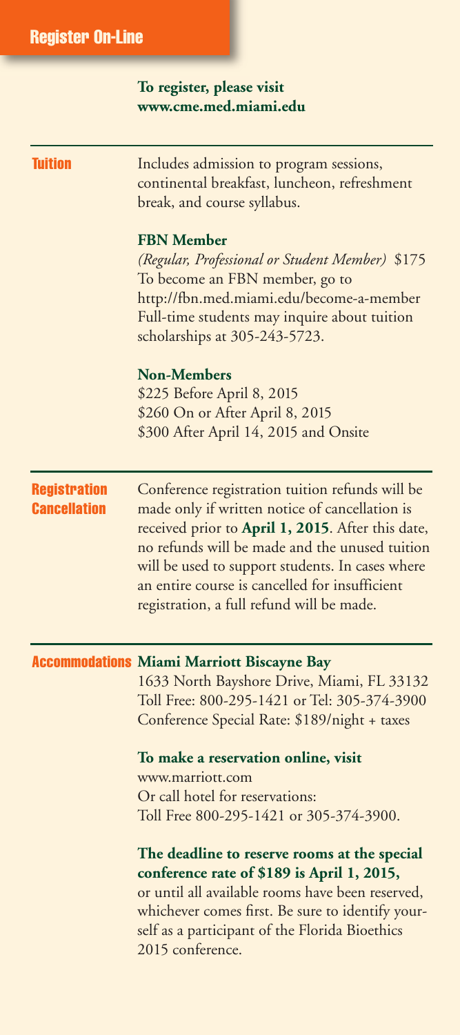## Register On-Line

**To register, please visit**
**www.cme.med.miami.edu**

## Tuition

Includes admission to program sessions, continental breakfast, luncheon, refreshment break, and course syllabus.

**FBN Member**

*(Regular, Professional or Student Member)* $175

To become an FBN member, go to http://fbn.med.miami.edu/become-a-member

Full-time students may inquire about tuition scholarships at 305-243-5723.

**Non-Members**

$225 Before April 8, 2015
$260 On or After April 8, 2015
$300 After April 14, 2015 and Onsite

## Registration Cancellation

Conference registration tuition refunds will be made only if written notice of cancellation is received prior to **April 1, 2015**. After this date, no refunds will be made and the unused tuition will be used to support students. In cases where an entire course is cancelled for insufficient registration, a full refund will be made.

## Accommodations

**Miami Marriott Biscayne Bay**

1633 North Bayshore Drive, Miami, FL 33132
Toll Free: 800-295-1421 or Tel: 305-374-3900
Conference Special Rate: $189/night + taxes

**To make a reservation online, visit**

www.marriott.com
Or call hotel for reservations:
Toll Free 800-295-1421 or 305-374-3900.

**The deadline to reserve rooms at the special conference rate of $189 is April 1, 2015,** or until all available rooms have been reserved, whichever comes first. Be sure to identify yourself as a participant of the Florida Bioethics 2015 conference.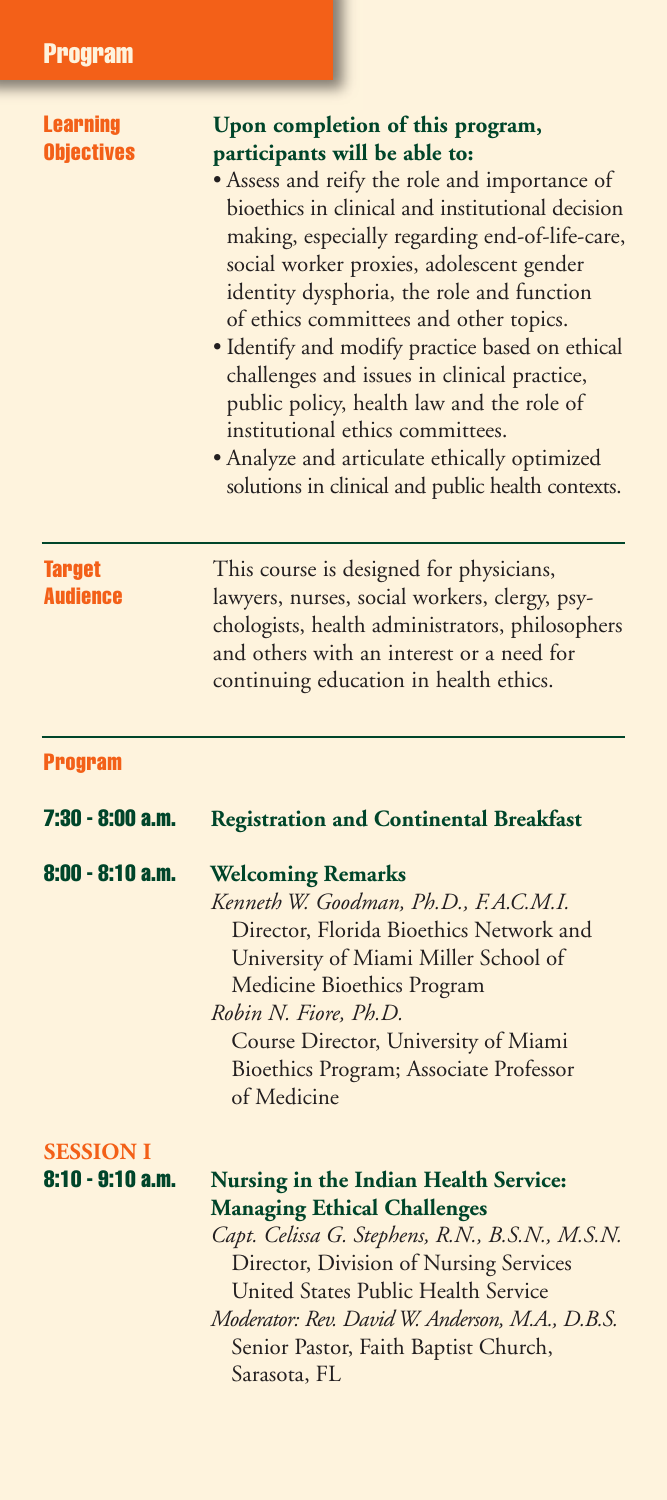## Program

**Learning Objectives**

**Upon completion of this program, participants will be able to:**

- Assess and reify the role and importance of bioethics in clinical and institutional decision making, especially regarding end-of-life-care, social worker proxies, adolescent gender identity dysphoria, the role and function of ethics committees and other topics.
- Identify and modify practice based on ethical challenges and issues in clinical practice, public policy, health law and the role of institutional ethics committees.
- Analyze and articulate ethically optimized solutions in clinical and public health contexts.

**Target Audience**

This course is designed for physicians, lawyers, nurses, social workers, clergy, psychologists, health administrators, philosophers and others with an interest or a need for continuing education in health ethics.

### Program

**7:30 - 8:00 a.m.** **Registration and Continental Breakfast**

**8:00 - 8:10 a.m.** **Welcoming Remarks**

*Kenneth W. Goodman, Ph.D., F.A.C.M.I.*
Director, Florida Bioethics Network and University of Miami Miller School of Medicine Bioethics Program

*Robin N. Fiore, Ph.D.*
Course Director, University of Miami Bioethics Program; Associate Professor of Medicine

**SESSION I**

**8:10 - 9:10 a.m.** **Nursing in the Indian Health Service: Managing Ethical Challenges**

*Capt. Celissa G. Stephens, R.N., B.S.N., M.S.N.*
Director, Division of Nursing Services
United States Public Health Service

*Moderator: Rev. David W. Anderson, M.A., D.B.S.*
Senior Pastor, Faith Baptist Church, Sarasota, FL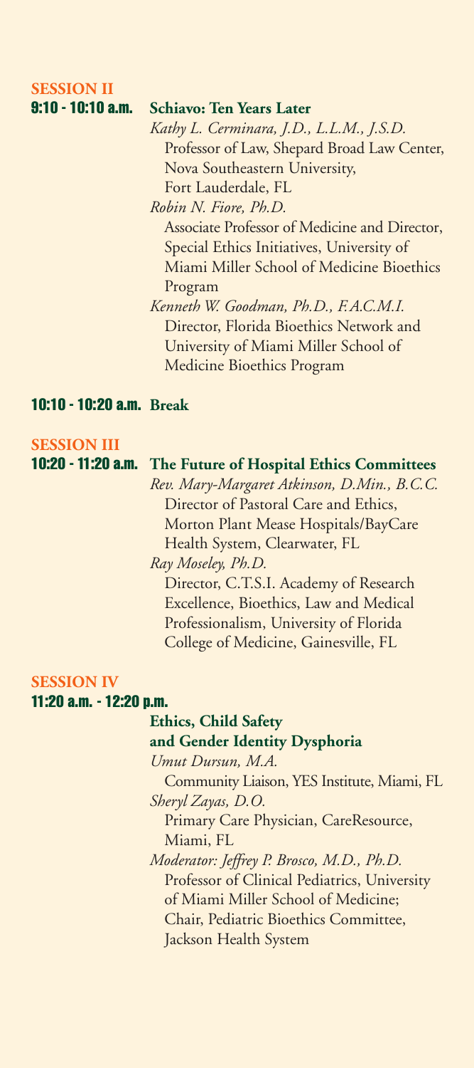## SESSION II

**9:10 - 10:10 a.m.** **Schiavo: Ten Years Later**

*Kathy L. Cerminara, J.D., L.L.M., J.S.D.*
Professor of Law, Shepard Broad Law Center, Nova Southeastern University, Fort Lauderdale, FL

*Robin N. Fiore, Ph.D.*
Associate Professor of Medicine and Director, Special Ethics Initiatives, University of Miami Miller School of Medicine Bioethics Program

*Kenneth W. Goodman, Ph.D., F.A.C.M.I.*
Director, Florida Bioethics Network and University of Miami Miller School of Medicine Bioethics Program

**10:10 - 10:20 a.m.** **Break**

## SESSION III

**10:20 - 11:20 a.m.** **The Future of Hospital Ethics Committees**

*Rev. Mary-Margaret Atkinson, D.Min., B.C.C.*
Director of Pastoral Care and Ethics, Morton Plant Mease Hospitals/BayCare Health System, Clearwater, FL

*Ray Moseley, Ph.D.*
Director, C.T.S.I. Academy of Research Excellence, Bioethics, Law and Medical Professionalism, University of Florida College of Medicine, Gainesville, FL

## SESSION IV

**11:20 a.m. - 12:20 p.m.**

**Ethics, Child Safety and Gender Identity Dysphoria**

*Umut Dursun, M.A.*
Community Liaison, YES Institute, Miami, FL

*Sheryl Zayas, D.O.*
Primary Care Physician, CareResource, Miami, FL

*Moderator: Jeffrey P. Brosco, M.D., Ph.D.*
Professor of Clinical Pediatrics, University of Miami Miller School of Medicine; Chair, Pediatric Bioethics Committee, Jackson Health System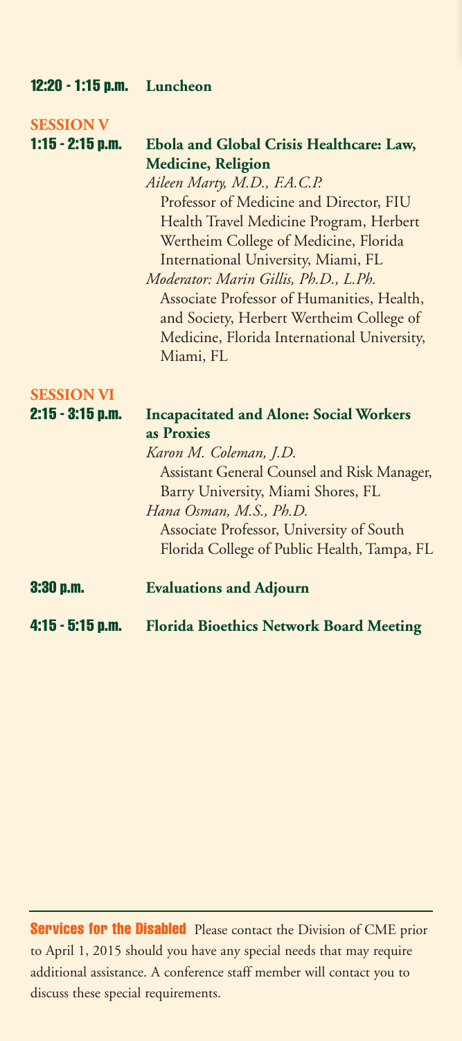**12:20 - 1:15 p.m.** **Luncheon**

**SESSION V**

**1:15 - 2:15 p.m.** **Ebola and Global Crisis Healthcare: Law, Medicine, Religion**

*Aileen Marty, M.D., F.A.C.P.*
Professor of Medicine and Director, FIU Health Travel Medicine Program, Herbert Wertheim College of Medicine, Florida International University, Miami, FL

*Moderator: Marin Gillis, Ph.D., L.Ph.*
Associate Professor of Humanities, Health, and Society, Herbert Wertheim College of Medicine, Florida International University, Miami, FL

**SESSION VI**

**2:15 - 3:15 p.m.** **Incapacitated and Alone: Social Workers as Proxies**

*Karon M. Coleman, J.D.*
Assistant General Counsel and Risk Manager, Barry University, Miami Shores, FL

*Hana Osman, M.S., Ph.D.*
Associate Professor, University of South Florida College of Public Health, Tampa, FL

**3:30 p.m.** **Evaluations and Adjourn**

**4:15 - 5:15 p.m.** **Florida Bioethics Network Board Meeting**

---

**Services for the Disabled** Please contact the Division of CME prior to April 1, 2015 should you have any special needs that may require additional assistance. A conference staff member will contact you to discuss these special requirements.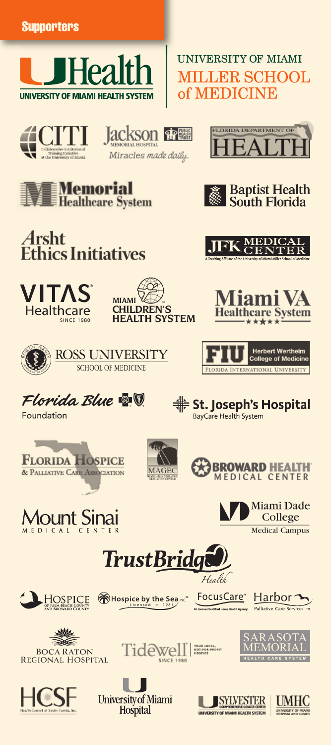## Supporters

UHealth
UNIVERSITY OF MIAMI HEALTH SYSTEM

UNIVERSITY OF MIAMI
MILLER SCHOOL of MEDICINE

CITI
Collaborative Institutional Training Initiative at the University of Miami

Jackson MEMORIAL HOSPITAL
PUBLIC HEALTH TRUST
Miracles made daily.

FLORIDA DEPARTMENT OF HEALTH

Memorial Healthcare System

Baptist Health South Florida

Arsht Ethics Initiatives

JFK MEDICAL CENTER
A Teaching Affiliate of the University of Miami Miller School of Medicine

VITAS® Healthcare
SINCE 1980

MIAMI CHILDREN'S HEALTH SYSTEM

Miami VA Healthcare System

ROSS UNIVERSITY
SCHOOL OF MEDICINE

FIU Herbert Wertheim College of Medicine
FLORIDA INTERNATIONAL UNIVERSITY

Florida Blue
Foundation

St. Joseph's Hospital
BayCare Health System

FLORIDA HOSPICE & PALLIATIVE CARE ASSOCIATION

MAGEC

BROWARD HEALTH MEDICAL CENTER

Mount Sinai
MEDICAL CENTER

Miami Dade College
Medical Campus

TrustBridge Health

HOSPICE OF PALM BEACH COUNTY AND BROWARD COUNTY

Hospice by the Sea INC.
Licensed in 1981

FocusCare
A Licensed/Certified Home Health Agency

Harbor
Palliative Care Services

BOCA RATON REGIONAL HOSPITAL

Tidewell
SINCE 1980
YOUR LOCAL, NOT-FOR-PROFIT HOSPICE

SARASOTA MEMORIAL
HEALTH CARE SYSTEM

HCSF
Health Council of South Florida, Inc.

University of Miami Hospital

SYLVESTER
COMPREHENSIVE CANCER CENTER
UNIVERSITY OF MIAMI HEALTH SYSTEM

UMHC
UNIVERSITY OF MIAMI HOSPITAL AND CLINICS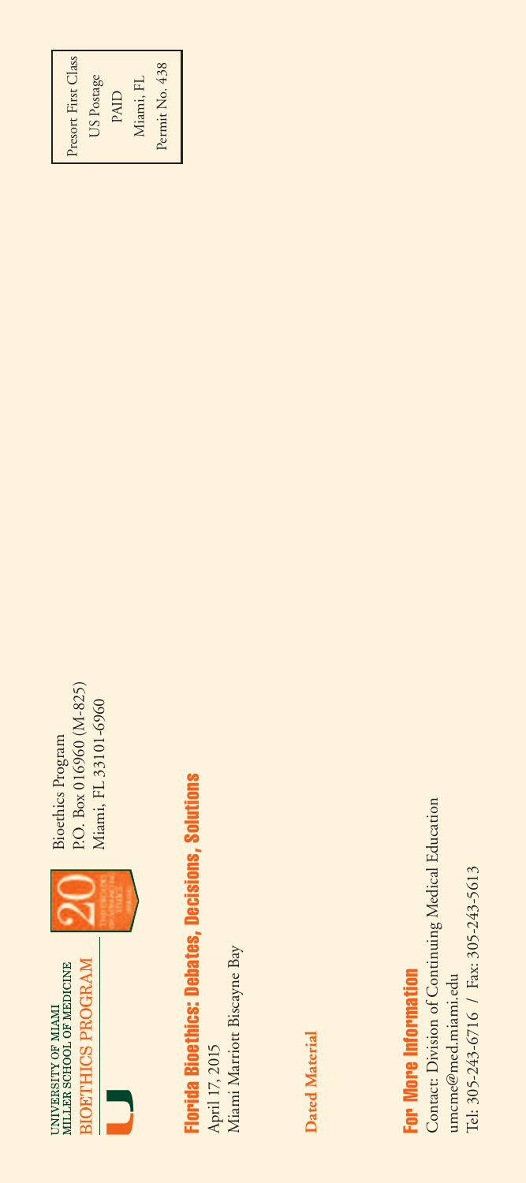UNIVERSITY OF MIAMI
MILLER SCHOOL OF MEDICINE
BIOETHICS PROGRAM

Bioethics Program
P.O. Box 016960 (M-825)
Miami, FL 33101-6960

Presort First Class
US Postage
PAID
Miami, FL
Permit No. 438

## Florida Bioethics: Debates, Decisions, Solutions

April 17, 2015
Miami Marriott Biscayne Bay

**Dated Material**

## For More Information

Contact: Division of Continuing Medical Education
umcme@med.miami.edu
Tel: 305-243-6716 / Fax: 305-243-5613